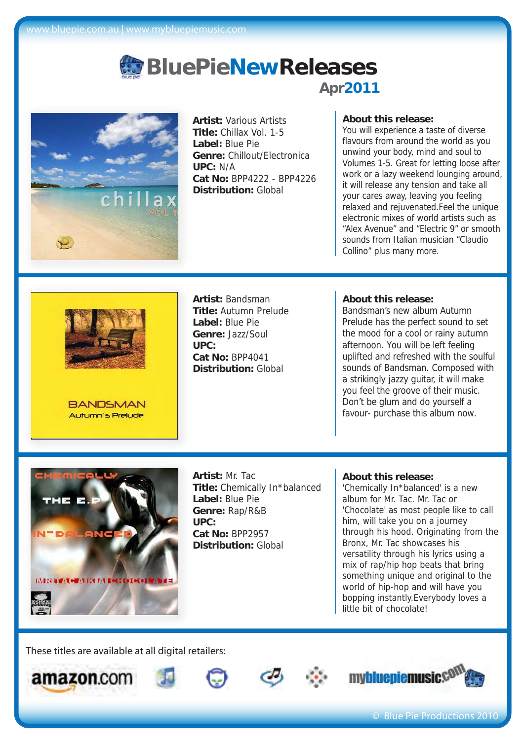www.bluepie.com.au | www.mybluepiemusic.com

# BluePieNewReleases

## Apr2011

**Artist:** Various Artists
**Title:** Chillax Vol. 1-5
**Label:** Blue Pie
**Genre:** Chillout/Electronica
**UPC:** N/A
**Cat No:** BPP4222 - BPP4226
**Distribution:** Global

**About this release:**
You will experience a taste of diverse flavours from around the world as you unwind your body, mind and soul to Volumes 1-5. Great for letting loose after work or a lazy weekend lounging around, it will release any tension and take all your cares away, leaving you feeling relaxed and rejuvenated.Feel the unique electronic mixes of world artists such as "Alex Avenue" and "Electric 9" or smooth sounds from Italian musician "Claudio Collino" plus many more.

---

**Artist:** Bandsman
**Title:** Autumn Prelude
**Label:** Blue Pie
**Genre:** Jazz/Soul
**UPC:**
**Cat No:** BPP4041
**Distribution:** Global

**About this release:**
Bandsman's new album Autumn Prelude has the perfect sound to set the mood for a cool or rainy autumn afternoon. You will be left feeling uplifted and refreshed with the soulful sounds of Bandsman. Composed with a strikingly jazzy guitar, it will make you feel the groove of their music. Don't be glum and do yourself a favour- purchase this album now.

---

**Artist:** Mr. Tac
**Title:** Chemically In*balanced
**Label:** Blue Pie
**Genre:** Rap/R&B
**UPC:**
**Cat No:** BPP2957
**Distribution:** Global

**About this release:**
'Chemically In*balanced' is a new album for Mr. Tac. Mr. Tac or 'Chocolate' as most people like to call him, will take you on a journey through his hood. Originating from the Bronx, Mr. Tac showcases his versatility through his lyrics using a mix of rap/hip hop beats that bring something unique and original to the world of hip-hop and will have you bopping instantly.Everybody loves a little bit of chocolate!

---

These titles are available at all digital retailers:

amazon.com mybluepiemusic.com

© Blue Pie Productions 2010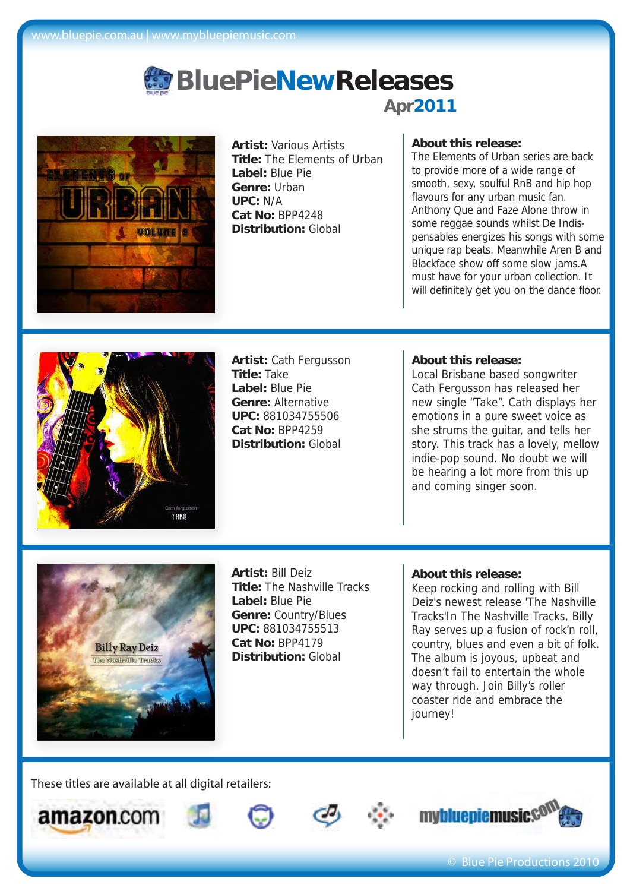# BluePieNewReleases

## Apr2011

**Artist:** Various Artists
**Title:** The Elements of Urban
**Label:** Blue Pie
**Genre:** Urban
**UPC:** N/A
**Cat No:** BPP4248
**Distribution:** Global

**About this release:**
The Elements of Urban series are back to provide more of a wide range of smooth, sexy, soulful RnB and hip hop flavours for any urban music fan. Anthony Que and Faze Alone throw in some reggae sounds whilst De Indis-pensables energizes his songs with some unique rap beats. Meanwhile Aren B and Blackface show off some slow jams.A must have for your urban collection. It will definitely get you on the dance floor.

---

**Artist:** Cath Fergusson
**Title:** Take
**Label:** Blue Pie
**Genre:** Alternative
**UPC:** 881034755506
**Cat No:** BPP4259
**Distribution:** Global

**About this release:**
Local Brisbane based songwriter Cath Fergusson has released her new single “Take". Cath displays her emotions in a pure sweet voice as she strums the guitar, and tells her story. This track has a lovely, mellow indie-pop sound. No doubt we will be hearing a lot more from this up and coming singer soon.

---

**Artist:** Bill Deiz
**Title:** The Nashville Tracks
**Label:** Blue Pie
**Genre:** Country/Blues
**UPC:** 881034755513
**Cat No:** BPP4179
**Distribution:** Global

**About this release:**
Keep rocking and rolling with Bill Deiz's newest release 'The Nashville Tracks'In The Nashville Tracks, Billy Ray serves up a fusion of rock'n roll, country, blues and even a bit of folk. The album is joyous, upbeat and doesn't fail to entertain the whole way through. Join Billy's roller coaster ride and embrace the journey!

---

These titles are available at all digital retailers:

amazon.com mybluepiemusic.com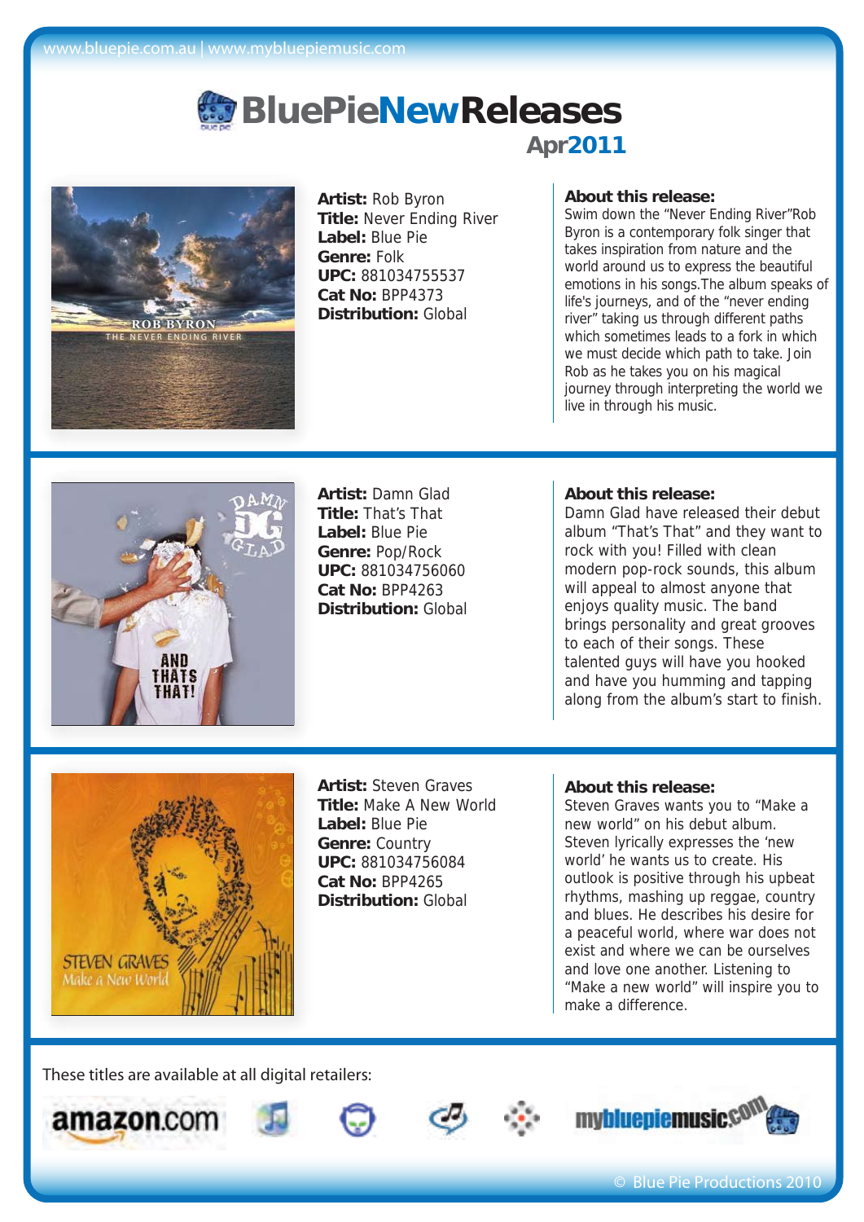www.bluepie.com.au | www.mybluepiemusic.com

# BluePieNewReleases

## Apr2011

**Artist:** Rob Byron
**Title:** Never Ending River
**Label:** Blue Pie
**Genre:** Folk
**UPC:** 881034755537
**Cat No:** BPP4373
**Distribution:** Global

**About this release:**
Swim down the "Never Ending River"Rob Byron is a contemporary folk singer that takes inspiration from nature and the world around us to express the beautiful emotions in his songs.The album speaks of life's journeys, and of the "never ending river" taking us through different paths which sometimes leads to a fork in which we must decide which path to take. Join Rob as he takes you on his magical journey through interpreting the world we live in through his music.

---

**Artist:** Damn Glad
**Title:** That's That
**Label:** Blue Pie
**Genre:** Pop/Rock
**UPC:** 881034756060
**Cat No:** BPP4263
**Distribution:** Global

**About this release:**
Damn Glad have released their debut album "That's That" and they want to rock with you! Filled with clean modern pop-rock sounds, this album will appeal to almost anyone that enjoys quality music. The band brings personality and great grooves to each of their songs. These talented guys will have you hooked and have you humming and tapping along from the album's start to finish.

---

**Artist:** Steven Graves
**Title:** Make A New World
**Label:** Blue Pie
**Genre:** Country
**UPC:** 881034756084
**Cat No:** BPP4265
**Distribution:** Global

**About this release:**
Steven Graves wants you to "Make a new world" on his debut album. Steven lyrically expresses the 'new world' he wants us to create. His outlook is positive through his upbeat rhythms, mashing up reggae, country and blues. He describes his desire for a peaceful world, where war does not exist and where we can be ourselves and love one another. Listening to "Make a new world" will inspire you to make a difference.

---

These titles are available at all digital retailers:

amazon.com mybluepiemusic.com

© Blue Pie Productions 2010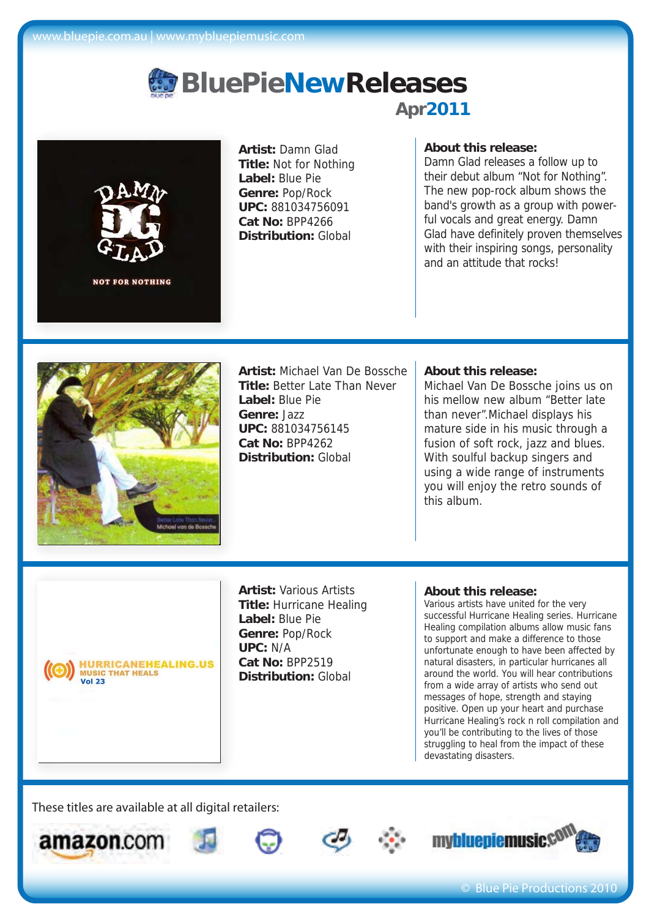www.bluepie.com.au | www.mybluepiemusic.com

# BluePieNewReleases

## Apr2011

**Artist:** Damn Glad
**Title:** Not for Nothing
**Label:** Blue Pie
**Genre:** Pop/Rock
**UPC:** 881034756091
**Cat No:** BPP4266
**Distribution:** Global

**About this release:**
Damn Glad releases a follow up to their debut album "Not for Nothing". The new pop-rock album shows the band's growth as a group with powerful vocals and great energy. Damn Glad have definitely proven themselves with their inspiring songs, personality and an attitude that rocks!

---

**Artist:** Michael Van De Bossche
**Title:** Better Late Than Never
**Label:** Blue Pie
**Genre:** Jazz
**UPC:** 881034756145
**Cat No:** BPP4262
**Distribution:** Global

**About this release:**
Michael Van De Bossche joins us on his mellow new album "Better late than never".Michael displays his mature side in his music through a fusion of soft rock, jazz and blues. With soulful backup singers and using a wide range of instruments you will enjoy the retro sounds of this album.

---

**Artist:** Various Artists
**Title:** Hurricane Healing
**Label:** Blue Pie
**Genre:** Pop/Rock
**UPC:** N/A
**Cat No:** BPP2519
**Distribution:** Global

**About this release:**
Various artists have united for the very successful Hurricane Healing series. Hurricane Healing compilation albums allow music fans to support and make a difference to those unfortunate enough to have been affected by natural disasters, in particular hurricanes all around the world. You will hear contributions from a wide array of artists who send out messages of hope, strength and staying positive. Open up your heart and purchase Hurricane Healing's rock n roll compilation and you'll be contributing to the lives of those struggling to heal from the impact of these devastating disasters.

---

These titles are available at all digital retailers:

amazon.com mybluepiemusic.com

© Blue Pie Productions 2010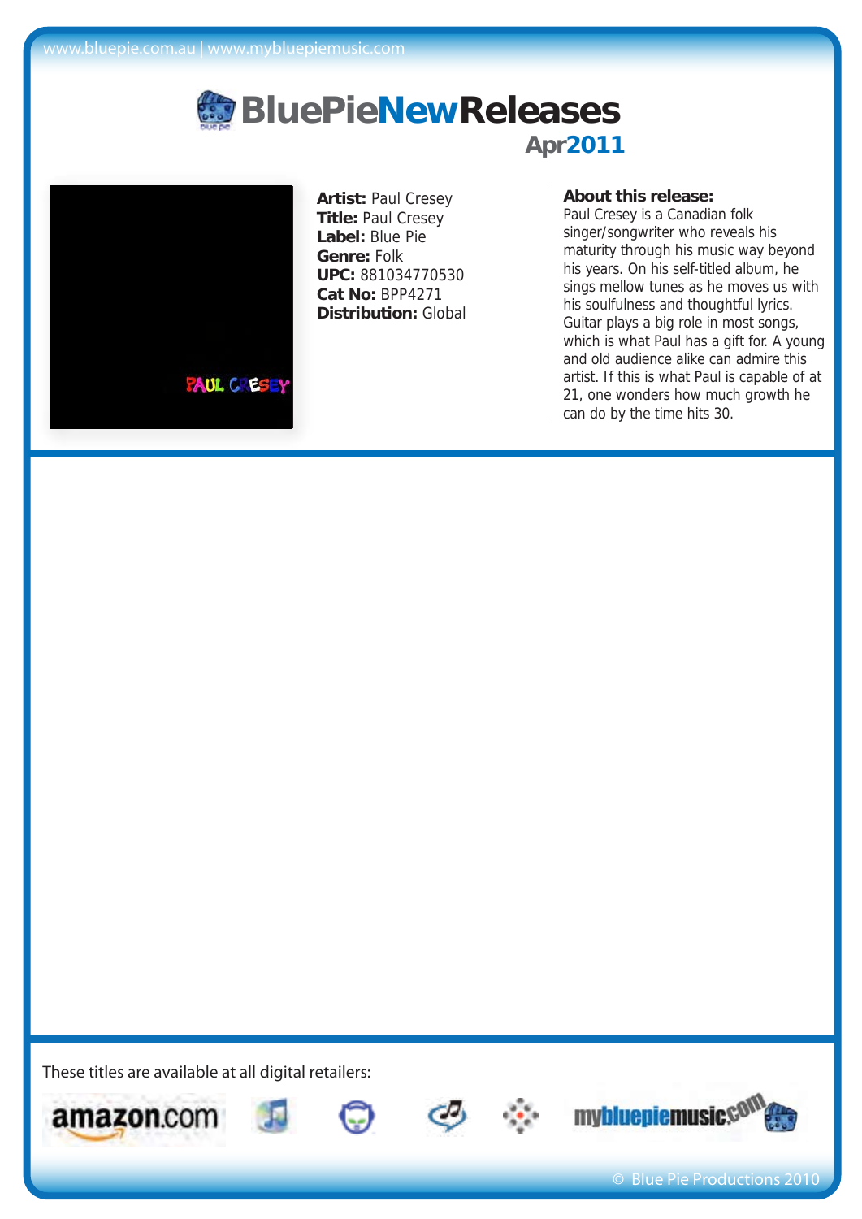# BluePieNewReleases

**Apr2011**

**Artist:** Paul Cresey
**Title:** Paul Cresey
**Label:** Blue Pie
**Genre:** Folk
**UPC:** 881034770530
**Cat No:** BPP4271
**Distribution:** Global

**About this release:**
Paul Cresey is a Canadian folk singer/songwriter who reveals his maturity through his music way beyond his years. On his self-titled album, he sings mellow tunes as he moves us with his soulfulness and thoughtful lyrics. Guitar plays a big role in most songs, which is what Paul has a gift for. A young and old audience alike can admire this artist. If this is what Paul is capable of at 21, one wonders how much growth he can do by the time hits 30.

These titles are available at all digital retailers: